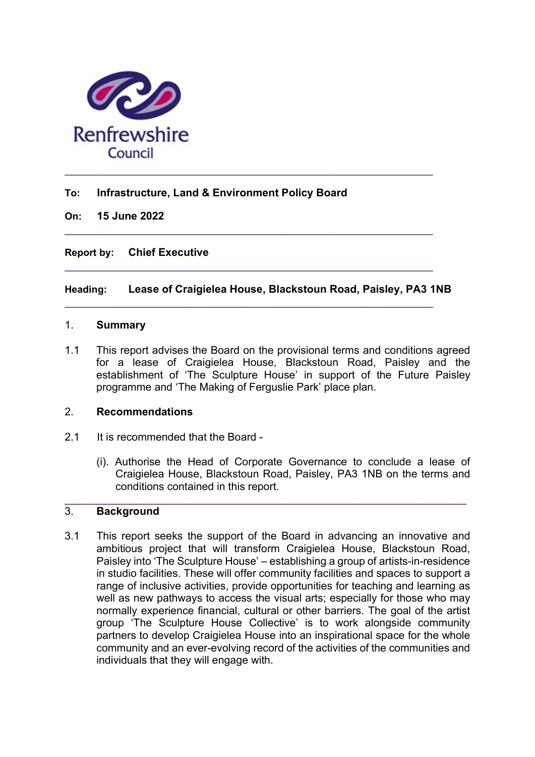Renfrewshire Council

---

**To:** **Infrastructure, Land & Environment Policy Board**

**On:** **15 June 2022**

---

**Report by:** **Chief Executive**

---

**Heading:** **Lease of Craigielea House, Blackstoun Road, Paisley, PA3 1NB**

---

## 1. Summary

1.1 This report advises the Board on the provisional terms and conditions agreed for a lease of Craigielea House, Blackstoun Road, Paisley and the establishment of 'The Sculpture House' in support of the Future Paisley programme and 'The Making of Ferguslie Park' place plan.

## 2. Recommendations

2.1 It is recommended that the Board -

(i). Authorise the Head of Corporate Governance to conclude a lease of Craigielea House, Blackstoun Road, Paisley, PA3 1NB on the terms and conditions contained in this report.

---

## 3. Background

3.1 This report seeks the support of the Board in advancing an innovative and ambitious project that will transform Craigielea House, Blackstoun Road, Paisley into 'The Sculpture House' – establishing a group of artists-in-residence in studio facilities. These will offer community facilities and spaces to support a range of inclusive activities, provide opportunities for teaching and learning as well as new pathways to access the visual arts; especially for those who may normally experience financial, cultural or other barriers. The goal of the artist group 'The Sculpture House Collective' is to work alongside community partners to develop Craigielea House into an inspirational space for the whole community and an ever-evolving record of the activities of the communities and individuals that they will engage with.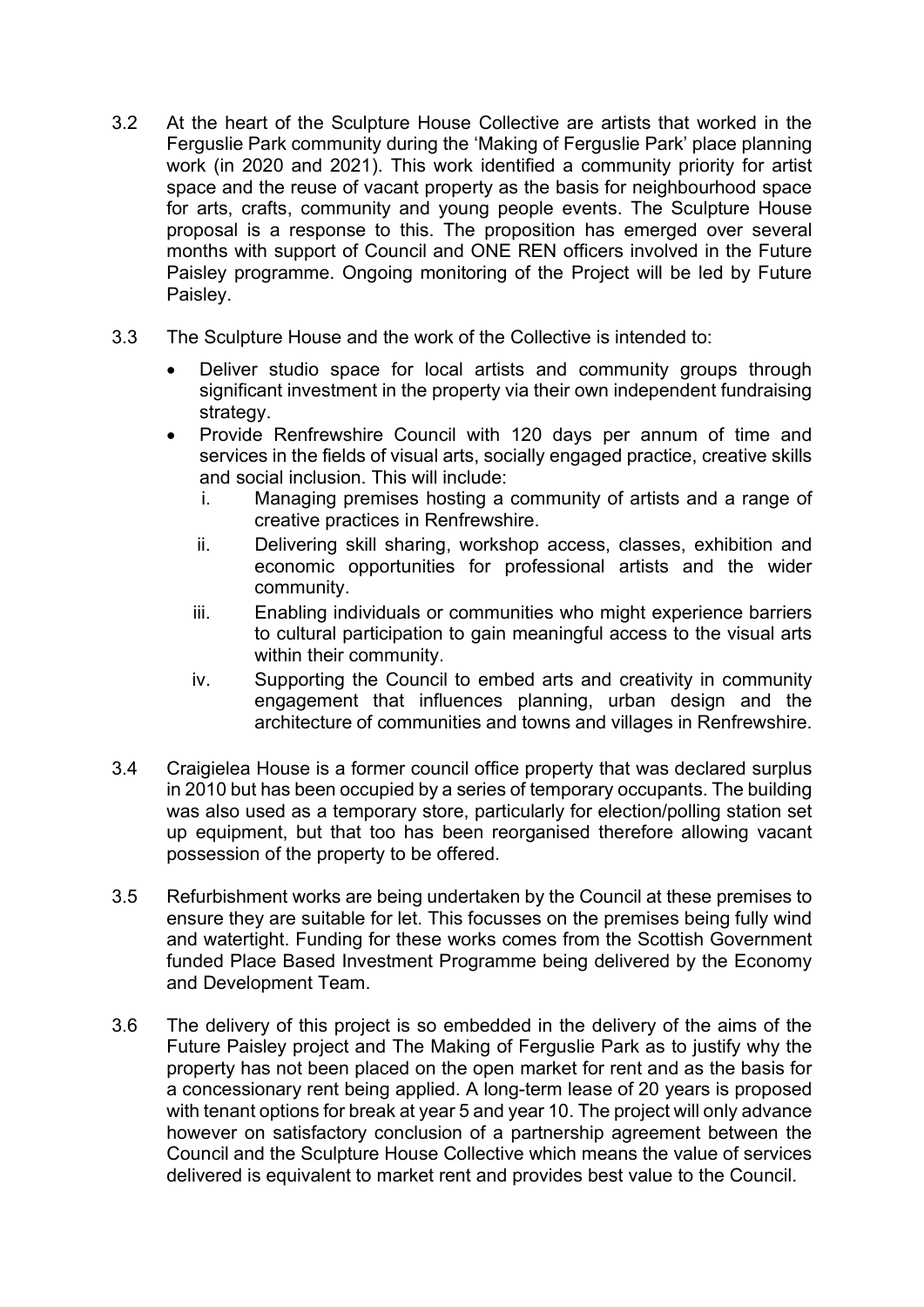3.2 At the heart of the Sculpture House Collective are artists that worked in the Ferguslie Park community during the 'Making of Ferguslie Park' place planning work (in 2020 and 2021). This work identified a community priority for artist space and the reuse of vacant property as the basis for neighbourhood space for arts, crafts, community and young people events. The Sculpture House proposal is a response to this. The proposition has emerged over several months with support of Council and ONE REN officers involved in the Future Paisley programme. Ongoing monitoring of the Project will be led by Future Paisley.

3.3 The Sculpture House and the work of the Collective is intended to:

- Deliver studio space for local artists and community groups through significant investment in the property via their own independent fundraising strategy.
- Provide Renfrewshire Council with 120 days per annum of time and services in the fields of visual arts, socially engaged practice, creative skills and social inclusion. This will include:
  i. Managing premises hosting a community of artists and a range of creative practices in Renfrewshire.
  ii. Delivering skill sharing, workshop access, classes, exhibition and economic opportunities for professional artists and the wider community.
  iii. Enabling individuals or communities who might experience barriers to cultural participation to gain meaningful access to the visual arts within their community.
  iv. Supporting the Council to embed arts and creativity in community engagement that influences planning, urban design and the architecture of communities and towns and villages in Renfrewshire.

3.4 Craigielea House is a former council office property that was declared surplus in 2010 but has been occupied by a series of temporary occupants. The building was also used as a temporary store, particularly for election/polling station set up equipment, but that too has been reorganised therefore allowing vacant possession of the property to be offered.

3.5 Refurbishment works are being undertaken by the Council at these premises to ensure they are suitable for let. This focusses on the premises being fully wind and watertight. Funding for these works comes from the Scottish Government funded Place Based Investment Programme being delivered by the Economy and Development Team.

3.6 The delivery of this project is so embedded in the delivery of the aims of the Future Paisley project and The Making of Ferguslie Park as to justify why the property has not been placed on the open market for rent and as the basis for a concessionary rent being applied. A long-term lease of 20 years is proposed with tenant options for break at year 5 and year 10. The project will only advance however on satisfactory conclusion of a partnership agreement between the Council and the Sculpture House Collective which means the value of services delivered is equivalent to market rent and provides best value to the Council.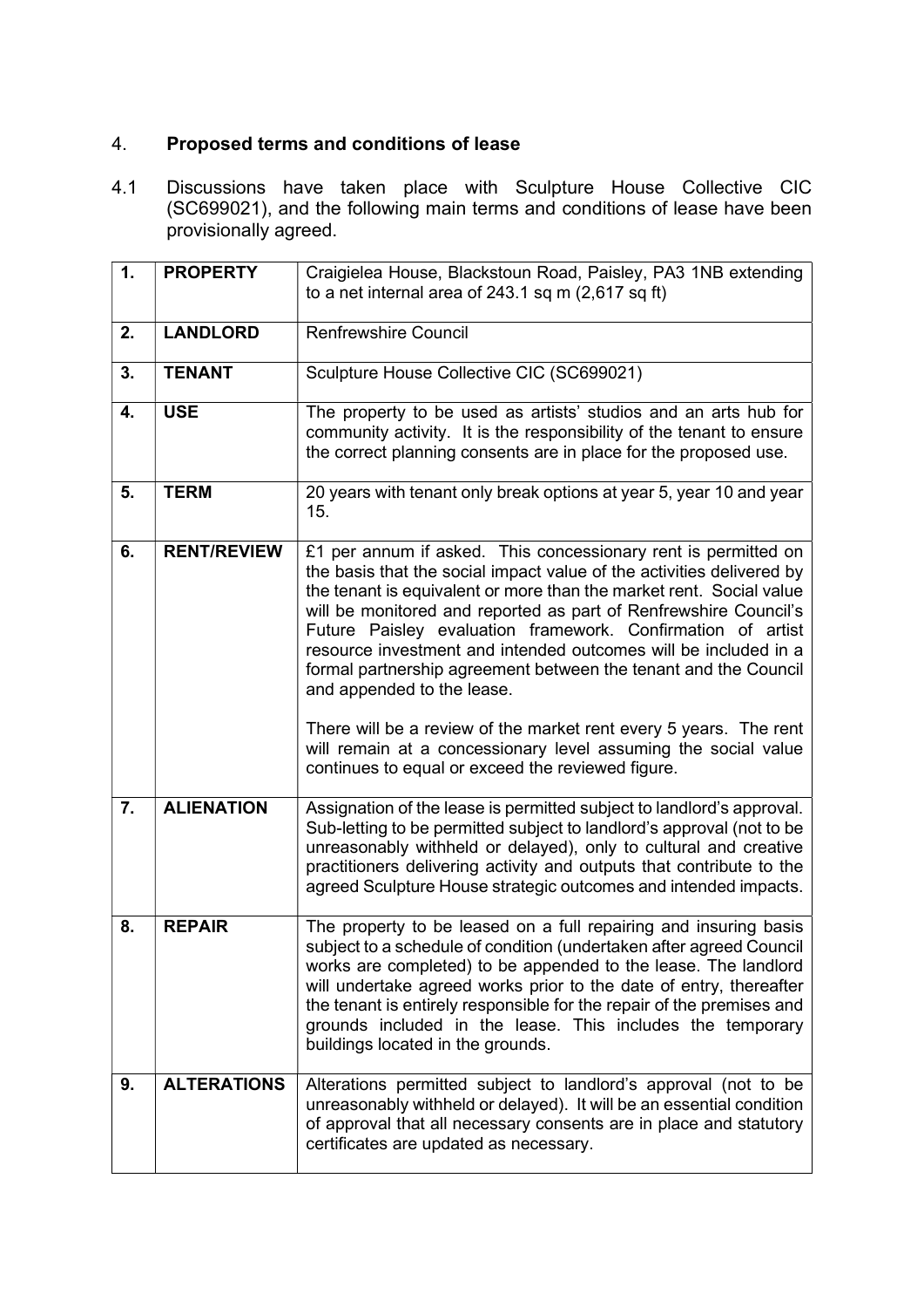## 4. **Proposed terms and conditions of lease**

4.1 Discussions have taken place with Sculpture House Collective CIC (SC699021), and the following main terms and conditions of lease have been provisionally agreed.

| | | |
|---|---|---|
| **1.** | **PROPERTY** | Craigielea House, Blackstoun Road, Paisley, PA3 1NB extending to a net internal area of 243.1 sq m (2,617 sq ft) |
| **2.** | **LANDLORD** | Renfrewshire Council |
| **3.** | **TENANT** | Sculpture House Collective CIC (SC699021) |
| **4.** | **USE** | The property to be used as artists' studios and an arts hub for community activity. It is the responsibility of the tenant to ensure the correct planning consents are in place for the proposed use. |
| **5.** | **TERM** | 20 years with tenant only break options at year 5, year 10 and year 15. |
| **6.** | **RENT/REVIEW** | £1 per annum if asked. This concessionary rent is permitted on the basis that the social impact value of the activities delivered by the tenant is equivalent or more than the market rent. Social value will be monitored and reported as part of Renfrewshire Council's Future Paisley evaluation framework. Confirmation of artist resource investment and intended outcomes will be included in a formal partnership agreement between the tenant and the Council and appended to the lease.<br><br>There will be a review of the market rent every 5 years. The rent will remain at a concessionary level assuming the social value continues to equal or exceed the reviewed figure. |
| **7.** | **ALIENATION** | Assignation of the lease is permitted subject to landlord's approval. Sub-letting to be permitted subject to landlord's approval (not to be unreasonably withheld or delayed), only to cultural and creative practitioners delivering activity and outputs that contribute to the agreed Sculpture House strategic outcomes and intended impacts. |
| **8.** | **REPAIR** | The property to be leased on a full repairing and insuring basis subject to a schedule of condition (undertaken after agreed Council works are completed) to be appended to the lease. The landlord will undertake agreed works prior to the date of entry, thereafter the tenant is entirely responsible for the repair of the premises and grounds included in the lease. This includes the temporary buildings located in the grounds. |
| **9.** | **ALTERATIONS** | Alterations permitted subject to landlord's approval (not to be unreasonably withheld or delayed). It will be an essential condition of approval that all necessary consents are in place and statutory certificates are updated as necessary. |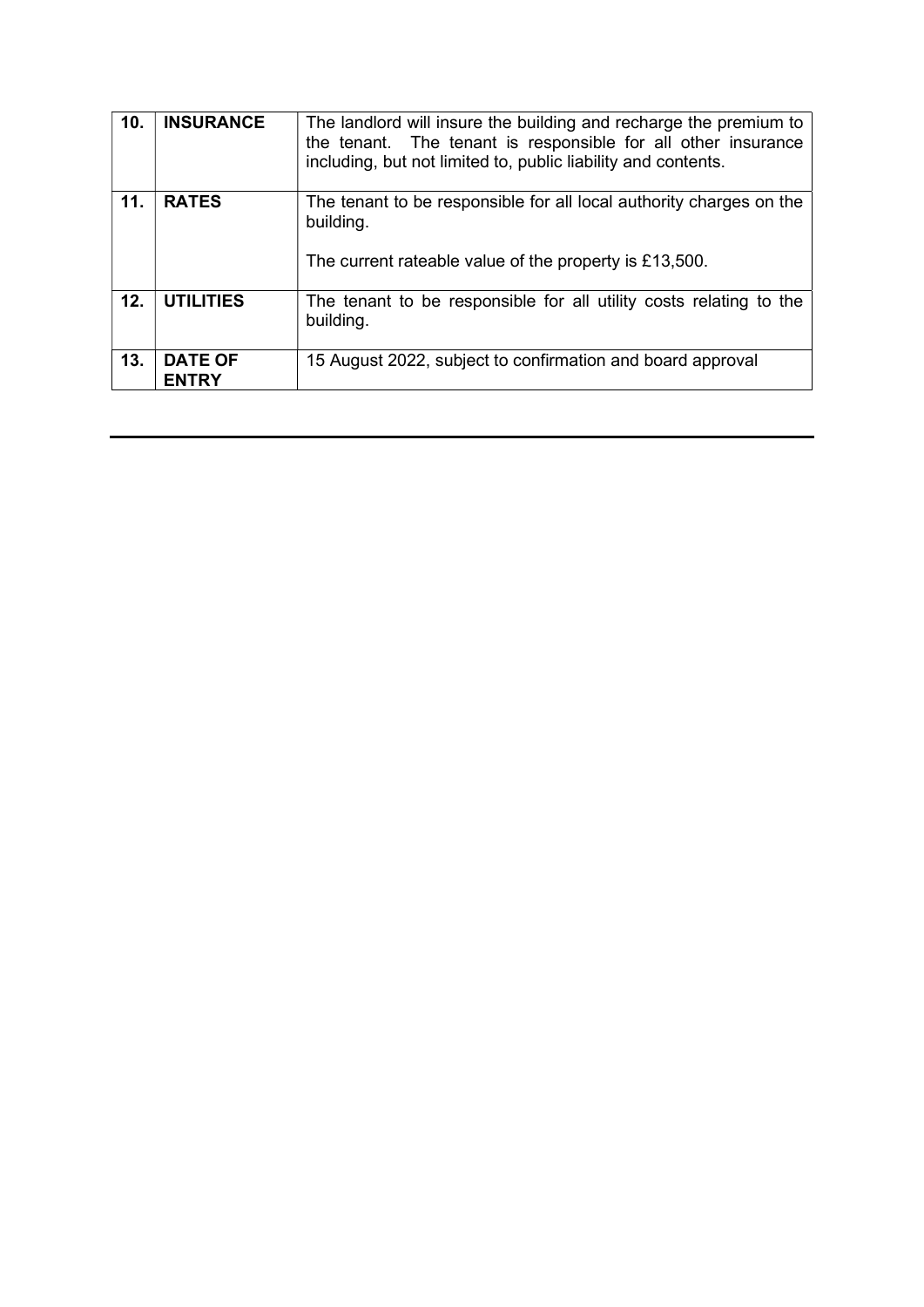| | | |
|---|---|---|
| **10.** | **INSURANCE** | The landlord will insure the building and recharge the premium to the tenant. The tenant is responsible for all other insurance including, but not limited to, public liability and contents. |
| **11.** | **RATES** | The tenant to be responsible for all local authority charges on the building.<br><br>The current rateable value of the property is £13,500. |
| **12.** | **UTILITIES** | The tenant to be responsible for all utility costs relating to the building. |
| **13.** | **DATE OF ENTRY** | 15 August 2022, subject to confirmation and board approval |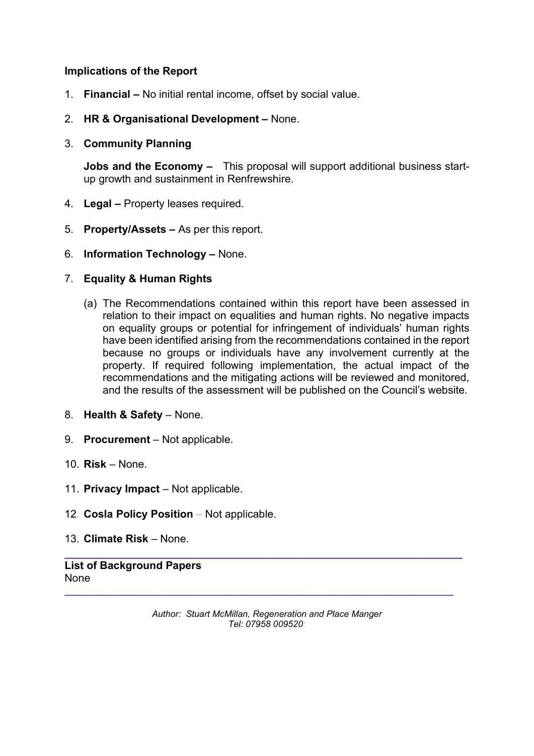**Implications of the Report**

1. **Financial –** No initial rental income, offset by social value.

2. **HR & Organisational Development –** None.

3. **Community Planning**

   **Jobs and the Economy –** This proposal will support additional business start-up growth and sustainment in Renfrewshire.

4. **Legal –** Property leases required.

5. **Property/Assets –** As per this report.

6. **Information Technology –** None.

7. **Equality & Human Rights**

   (a) The Recommendations contained within this report have been assessed in relation to their impact on equalities and human rights. No negative impacts on equality groups or potential for infringement of individuals' human rights have been identified arising from the recommendations contained in the report because no groups or individuals have any involvement currently at the property. If required following implementation, the actual impact of the recommendations and the mitigating actions will be reviewed and monitored, and the results of the assessment will be published on the Council's website.

8. **Health & Safety** – None.

9. **Procurement** – Not applicable.

10. **Risk** – None.

11. **Privacy Impact** – Not applicable.

12. **Cosla Policy Position** – Not applicable.

13. **Climate Risk** – None.

---

**List of Background Papers**
None

---

*Author: Stuart McMillan, Regeneration and Place Manger*
*Tel: 07958 009520*